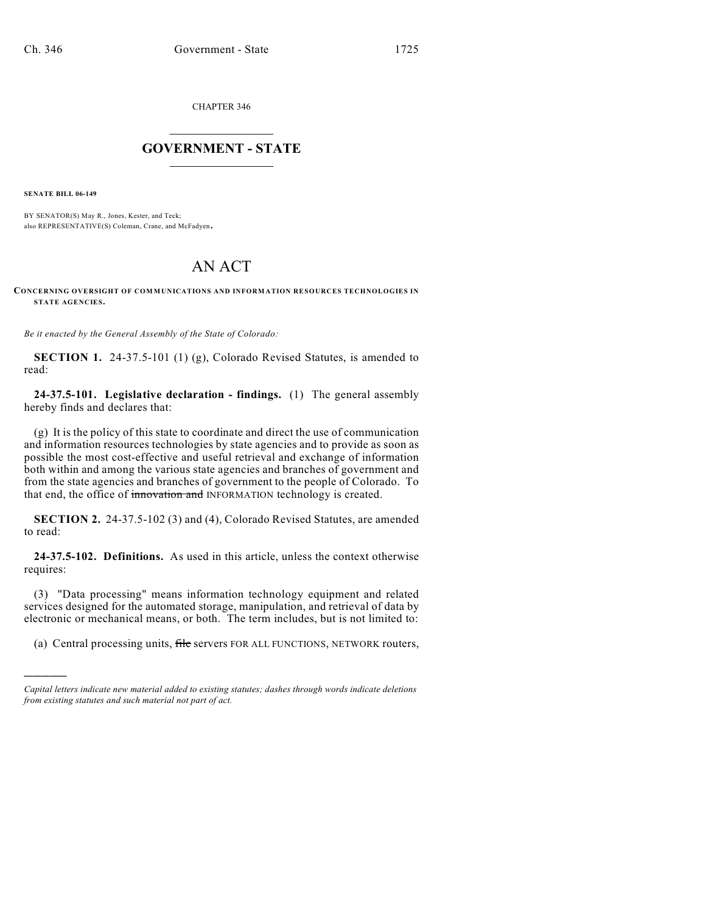CHAPTER 346

# GOVERNMENT - STATE

**SENATE BILL 06-149**

BY SENATOR(S) May R., Jones, Kester, and Teck;
also REPRESENTATIVE(S) Coleman, Crane, and McFadyen.

# AN ACT

**CONCERNING OVERSIGHT OF COMMUNICATIONS AND INFORMATION RESOURCES TECHNOLOGIES IN STATE AGENCIES.**

*Be it enacted by the General Assembly of the State of Colorado:*

**SECTION 1.** 24-37.5-101 (1) (g), Colorado Revised Statutes, is amended to read:

**24-37.5-101. Legislative declaration - findings.** (1) The general assembly hereby finds and declares that:

(g) It is the policy of this state to coordinate and direct the use of communication and information resources technologies by state agencies and to provide as soon as possible the most cost-effective and useful retrieval and exchange of information both within and among the various state agencies and branches of government and from the state agencies and branches of government to the people of Colorado. To that end, the office of ~~innovation and~~ INFORMATION technology is created.

**SECTION 2.** 24-37.5-102 (3) and (4), Colorado Revised Statutes, are amended to read:

**24-37.5-102. Definitions.** As used in this article, unless the context otherwise requires:

(3) "Data processing" means information technology equipment and related services designed for the automated storage, manipulation, and retrieval of data by electronic or mechanical means, or both. The term includes, but is not limited to:

(a) Central processing units, ~~file~~ servers FOR ALL FUNCTIONS, NETWORK routers,

---

*Capital letters indicate new material added to existing statutes; dashes through words indicate deletions from existing statutes and such material not part of act.*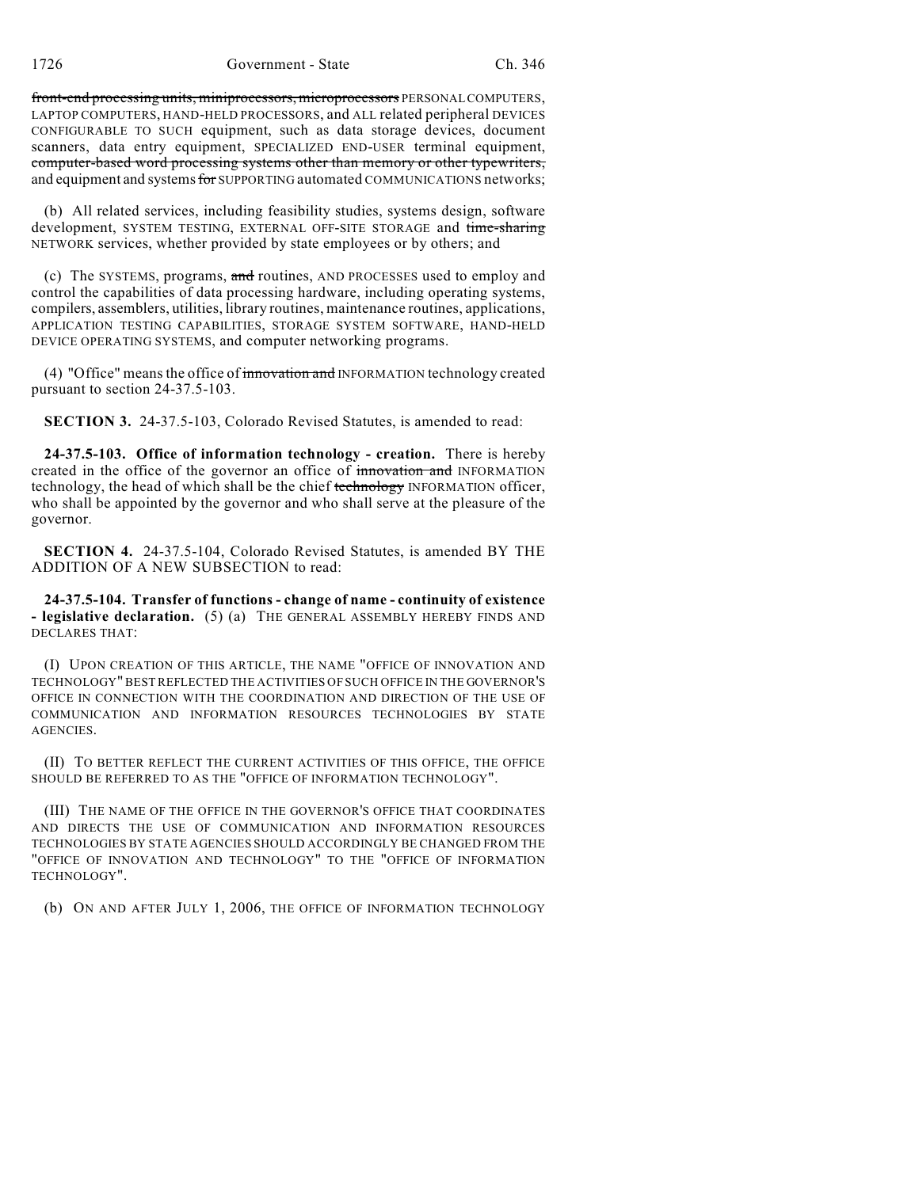~~front-end processing units, miniprocessors, microprocessors~~ PERSONAL COMPUTERS, LAPTOP COMPUTERS, HAND-HELD PROCESSORS, and ALL related peripheral DEVICES CONFIGURABLE TO SUCH equipment, such as data storage devices, document scanners, data entry equipment, SPECIALIZED END-USER terminal equipment, ~~computer-based word processing systems other than memory or other typewriters,~~ and equipment and systems ~~for~~ SUPPORTING automated COMMUNICATIONS networks;

(b) All related services, including feasibility studies, systems design, software development, SYSTEM TESTING, EXTERNAL OFF-SITE STORAGE and ~~time-sharing~~ NETWORK services, whether provided by state employees or by others; and

(c) The SYSTEMS, programs, ~~and~~ routines, AND PROCESSES used to employ and control the capabilities of data processing hardware, including operating systems, compilers, assemblers, utilities, library routines, maintenance routines, applications, APPLICATION TESTING CAPABILITIES, STORAGE SYSTEM SOFTWARE, HAND-HELD DEVICE OPERATING SYSTEMS, and computer networking programs.

(4) "Office" means the office of ~~innovation and~~ INFORMATION technology created pursuant to section 24-37.5-103.

**SECTION 3.** 24-37.5-103, Colorado Revised Statutes, is amended to read:

**24-37.5-103. Office of information technology - creation.** There is hereby created in the office of the governor an office of ~~innovation and~~ INFORMATION technology, the head of which shall be the chief ~~technology~~ INFORMATION officer, who shall be appointed by the governor and who shall serve at the pleasure of the governor.

**SECTION 4.** 24-37.5-104, Colorado Revised Statutes, is amended BY THE ADDITION OF A NEW SUBSECTION to read:

**24-37.5-104. Transfer of functions - change of name - continuity of existence - legislative declaration.** (5) (a) THE GENERAL ASSEMBLY HEREBY FINDS AND DECLARES THAT:

(I) UPON CREATION OF THIS ARTICLE, THE NAME "OFFICE OF INNOVATION AND TECHNOLOGY" BEST REFLECTED THE ACTIVITIES OF SUCH OFFICE IN THE GOVERNOR'S OFFICE IN CONNECTION WITH THE COORDINATION AND DIRECTION OF THE USE OF COMMUNICATION AND INFORMATION RESOURCES TECHNOLOGIES BY STATE AGENCIES.

(II) TO BETTER REFLECT THE CURRENT ACTIVITIES OF THIS OFFICE, THE OFFICE SHOULD BE REFERRED TO AS THE "OFFICE OF INFORMATION TECHNOLOGY".

(III) THE NAME OF THE OFFICE IN THE GOVERNOR'S OFFICE THAT COORDINATES AND DIRECTS THE USE OF COMMUNICATION AND INFORMATION RESOURCES TECHNOLOGIES BY STATE AGENCIES SHOULD ACCORDINGLY BE CHANGED FROM THE "OFFICE OF INNOVATION AND TECHNOLOGY" TO THE "OFFICE OF INFORMATION TECHNOLOGY".

(b) ON AND AFTER JULY 1, 2006, THE OFFICE OF INFORMATION TECHNOLOGY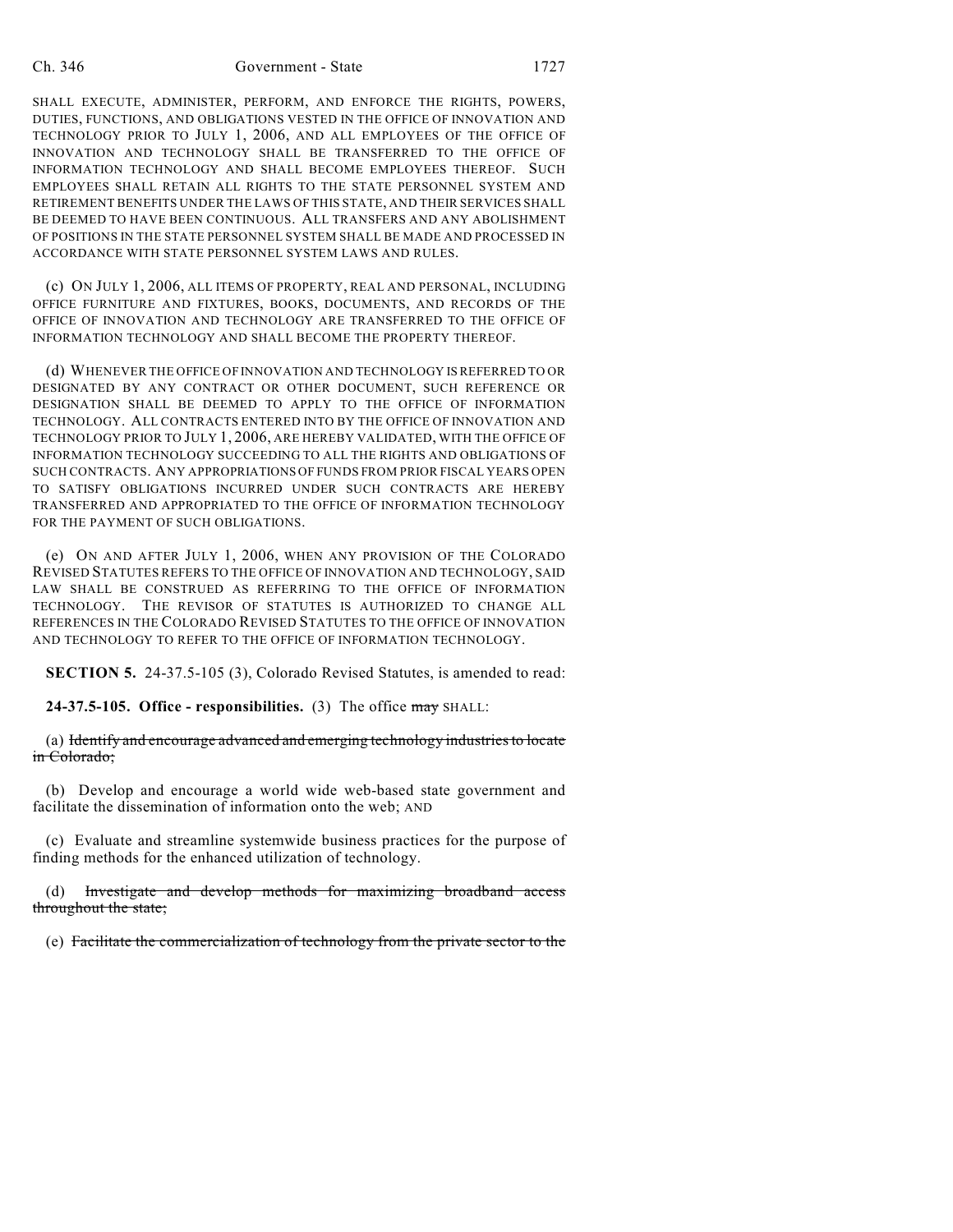SHALL EXECUTE, ADMINISTER, PERFORM, AND ENFORCE THE RIGHTS, POWERS, DUTIES, FUNCTIONS, AND OBLIGATIONS VESTED IN THE OFFICE OF INNOVATION AND TECHNOLOGY PRIOR TO JULY 1, 2006, AND ALL EMPLOYEES OF THE OFFICE OF INNOVATION AND TECHNOLOGY SHALL BE TRANSFERRED TO THE OFFICE OF INFORMATION TECHNOLOGY AND SHALL BECOME EMPLOYEES THEREOF. SUCH EMPLOYEES SHALL RETAIN ALL RIGHTS TO THE STATE PERSONNEL SYSTEM AND RETIREMENT BENEFITS UNDER THE LAWS OF THIS STATE, AND THEIR SERVICES SHALL BE DEEMED TO HAVE BEEN CONTINUOUS. ALL TRANSFERS AND ANY ABOLISHMENT OF POSITIONS IN THE STATE PERSONNEL SYSTEM SHALL BE MADE AND PROCESSED IN ACCORDANCE WITH STATE PERSONNEL SYSTEM LAWS AND RULES.

(c) ON JULY 1, 2006, ALL ITEMS OF PROPERTY, REAL AND PERSONAL, INCLUDING OFFICE FURNITURE AND FIXTURES, BOOKS, DOCUMENTS, AND RECORDS OF THE OFFICE OF INNOVATION AND TECHNOLOGY ARE TRANSFERRED TO THE OFFICE OF INFORMATION TECHNOLOGY AND SHALL BECOME THE PROPERTY THEREOF.

(d) WHENEVER THE OFFICE OF INNOVATION AND TECHNOLOGY IS REFERRED TO OR DESIGNATED BY ANY CONTRACT OR OTHER DOCUMENT, SUCH REFERENCE OR DESIGNATION SHALL BE DEEMED TO APPLY TO THE OFFICE OF INFORMATION TECHNOLOGY. ALL CONTRACTS ENTERED INTO BY THE OFFICE OF INNOVATION AND TECHNOLOGY PRIOR TO JULY 1, 2006, ARE HEREBY VALIDATED, WITH THE OFFICE OF INFORMATION TECHNOLOGY SUCCEEDING TO ALL THE RIGHTS AND OBLIGATIONS OF SUCH CONTRACTS. ANY APPROPRIATIONS OF FUNDS FROM PRIOR FISCAL YEARS OPEN TO SATISFY OBLIGATIONS INCURRED UNDER SUCH CONTRACTS ARE HEREBY TRANSFERRED AND APPROPRIATED TO THE OFFICE OF INFORMATION TECHNOLOGY FOR THE PAYMENT OF SUCH OBLIGATIONS.

(e) ON AND AFTER JULY 1, 2006, WHEN ANY PROVISION OF THE COLORADO REVISED STATUTES REFERS TO THE OFFICE OF INNOVATION AND TECHNOLOGY, SAID LAW SHALL BE CONSTRUED AS REFERRING TO THE OFFICE OF INFORMATION TECHNOLOGY. THE REVISOR OF STATUTES IS AUTHORIZED TO CHANGE ALL REFERENCES IN THE COLORADO REVISED STATUTES TO THE OFFICE OF INNOVATION AND TECHNOLOGY TO REFER TO THE OFFICE OF INFORMATION TECHNOLOGY.

**SECTION 5.** 24-37.5-105 (3), Colorado Revised Statutes, is amended to read:

**24-37.5-105. Office - responsibilities.** (3) The office ~~may~~ SHALL:

(a) ~~Identify and encourage advanced and emerging technology industries to locate in Colorado;~~

(b) Develop and encourage a world wide web-based state government and facilitate the dissemination of information onto the web; AND

(c) Evaluate and streamline systemwide business practices for the purpose of finding methods for the enhanced utilization of technology.

(d) ~~Investigate and develop methods for maximizing broadband access throughout the state;~~

(e) ~~Facilitate the commercialization of technology from the private sector to the~~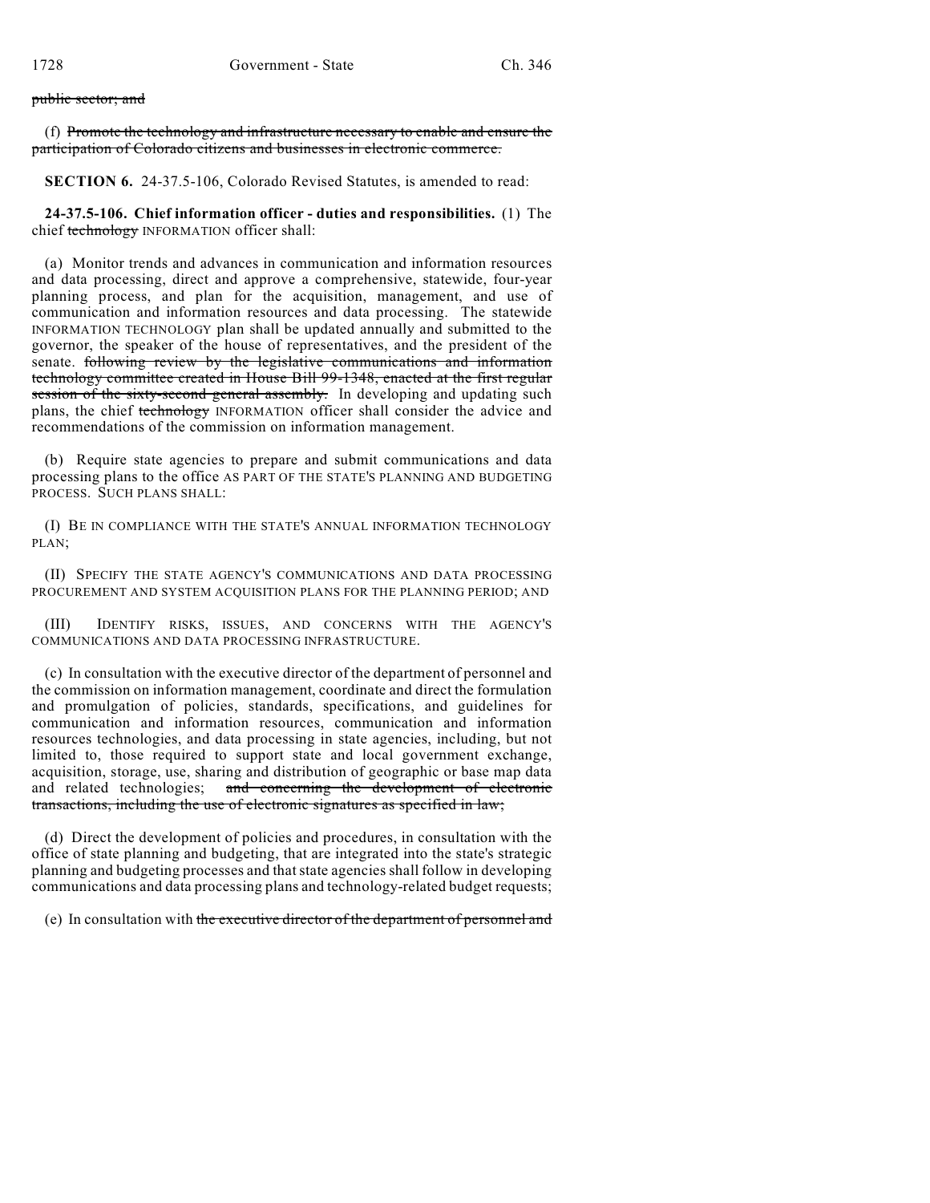~~public sector; and~~

(f) ~~Promote the technology and infrastructure necessary to enable and ensure the participation of Colorado citizens and businesses in electronic commerce.~~

**SECTION 6.** 24-37.5-106, Colorado Revised Statutes, is amended to read:

**24-37.5-106. Chief information officer - duties and responsibilities.** (1) The chief ~~technology~~ INFORMATION officer shall:

(a) Monitor trends and advances in communication and information resources and data processing, direct and approve a comprehensive, statewide, four-year planning process, and plan for the acquisition, management, and use of communication and information resources and data processing. The statewide INFORMATION TECHNOLOGY plan shall be updated annually and submitted to the governor, the speaker of the house of representatives, and the president of the senate. ~~following review by the legislative communications and information technology committee created in House Bill 99-1348, enacted at the first regular session of the sixty-second general assembly.~~ In developing and updating such plans, the chief ~~technology~~ INFORMATION officer shall consider the advice and recommendations of the commission on information management.

(b) Require state agencies to prepare and submit communications and data processing plans to the office AS PART OF THE STATE'S PLANNING AND BUDGETING PROCESS. SUCH PLANS SHALL:

(I) BE IN COMPLIANCE WITH THE STATE'S ANNUAL INFORMATION TECHNOLOGY PLAN;

(II) SPECIFY THE STATE AGENCY'S COMMUNICATIONS AND DATA PROCESSING PROCUREMENT AND SYSTEM ACQUISITION PLANS FOR THE PLANNING PERIOD; AND

(III) IDENTIFY RISKS, ISSUES, AND CONCERNS WITH THE AGENCY'S COMMUNICATIONS AND DATA PROCESSING INFRASTRUCTURE.

(c) In consultation with the executive director of the department of personnel and the commission on information management, coordinate and direct the formulation and promulgation of policies, standards, specifications, and guidelines for communication and information resources, communication and information resources technologies, and data processing in state agencies, including, but not limited to, those required to support state and local government exchange, acquisition, storage, use, sharing and distribution of geographic or base map data and related technologies; ~~and concerning the development of electronic transactions, including the use of electronic signatures as specified in law;~~

(d) Direct the development of policies and procedures, in consultation with the office of state planning and budgeting, that are integrated into the state's strategic planning and budgeting processes and that state agencies shall follow in developing communications and data processing plans and technology-related budget requests;

(e) In consultation with ~~the executive director of the department of personnel and~~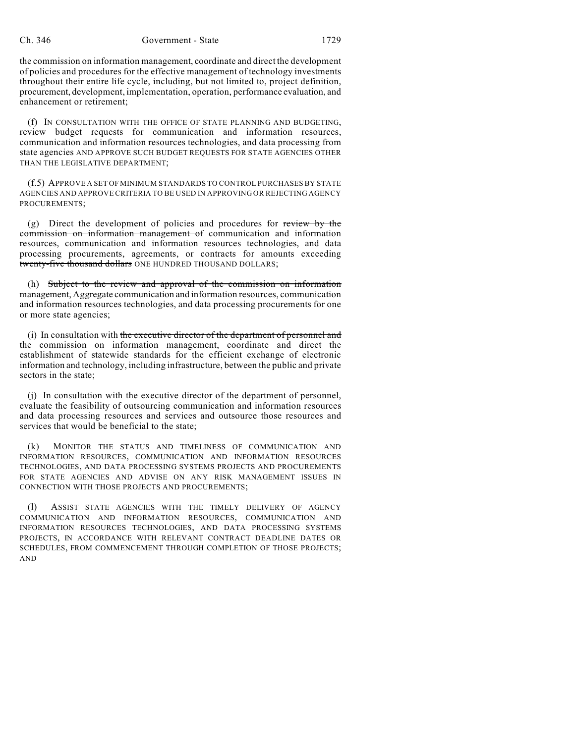the commission on information management, coordinate and direct the development of policies and procedures for the effective management of technology investments throughout their entire life cycle, including, but not limited to, project definition, procurement, development, implementation, operation, performance evaluation, and enhancement or retirement;

(f) IN CONSULTATION WITH THE OFFICE OF STATE PLANNING AND BUDGETING, review budget requests for communication and information resources, communication and information resources technologies, and data processing from state agencies AND APPROVE SUCH BUDGET REQUESTS FOR STATE AGENCIES OTHER THAN THE LEGISLATIVE DEPARTMENT;

(f.5) APPROVE A SET OF MINIMUM STANDARDS TO CONTROL PURCHASES BY STATE AGENCIES AND APPROVE CRITERIA TO BE USED IN APPROVING OR REJECTING AGENCY PROCUREMENTS;

(g) Direct the development of policies and procedures for ~~review by the commission on information management of~~ communication and information resources, communication and information resources technologies, and data processing procurements, agreements, or contracts for amounts exceeding ~~twenty-five thousand dollars~~ ONE HUNDRED THOUSAND DOLLARS;

(h) ~~Subject to the review and approval of the commission on information management,~~ Aggregate communication and information resources, communication and information resources technologies, and data processing procurements for one or more state agencies;

(i) In consultation with ~~the executive director of the department of personnel and~~ the commission on information management, coordinate and direct the establishment of statewide standards for the efficient exchange of electronic information and technology, including infrastructure, between the public and private sectors in the state;

(j) In consultation with the executive director of the department of personnel, evaluate the feasibility of outsourcing communication and information resources and data processing resources and services and outsource those resources and services that would be beneficial to the state;

(k) MONITOR THE STATUS AND TIMELINESS OF COMMUNICATION AND INFORMATION RESOURCES, COMMUNICATION AND INFORMATION RESOURCES TECHNOLOGIES, AND DATA PROCESSING SYSTEMS PROJECTS AND PROCUREMENTS FOR STATE AGENCIES AND ADVISE ON ANY RISK MANAGEMENT ISSUES IN CONNECTION WITH THOSE PROJECTS AND PROCUREMENTS;

(l) ASSIST STATE AGENCIES WITH THE TIMELY DELIVERY OF AGENCY COMMUNICATION AND INFORMATION RESOURCES, COMMUNICATION AND INFORMATION RESOURCES TECHNOLOGIES, AND DATA PROCESSING SYSTEMS PROJECTS, IN ACCORDANCE WITH RELEVANT CONTRACT DEADLINE DATES OR SCHEDULES, FROM COMMENCEMENT THROUGH COMPLETION OF THOSE PROJECTS; AND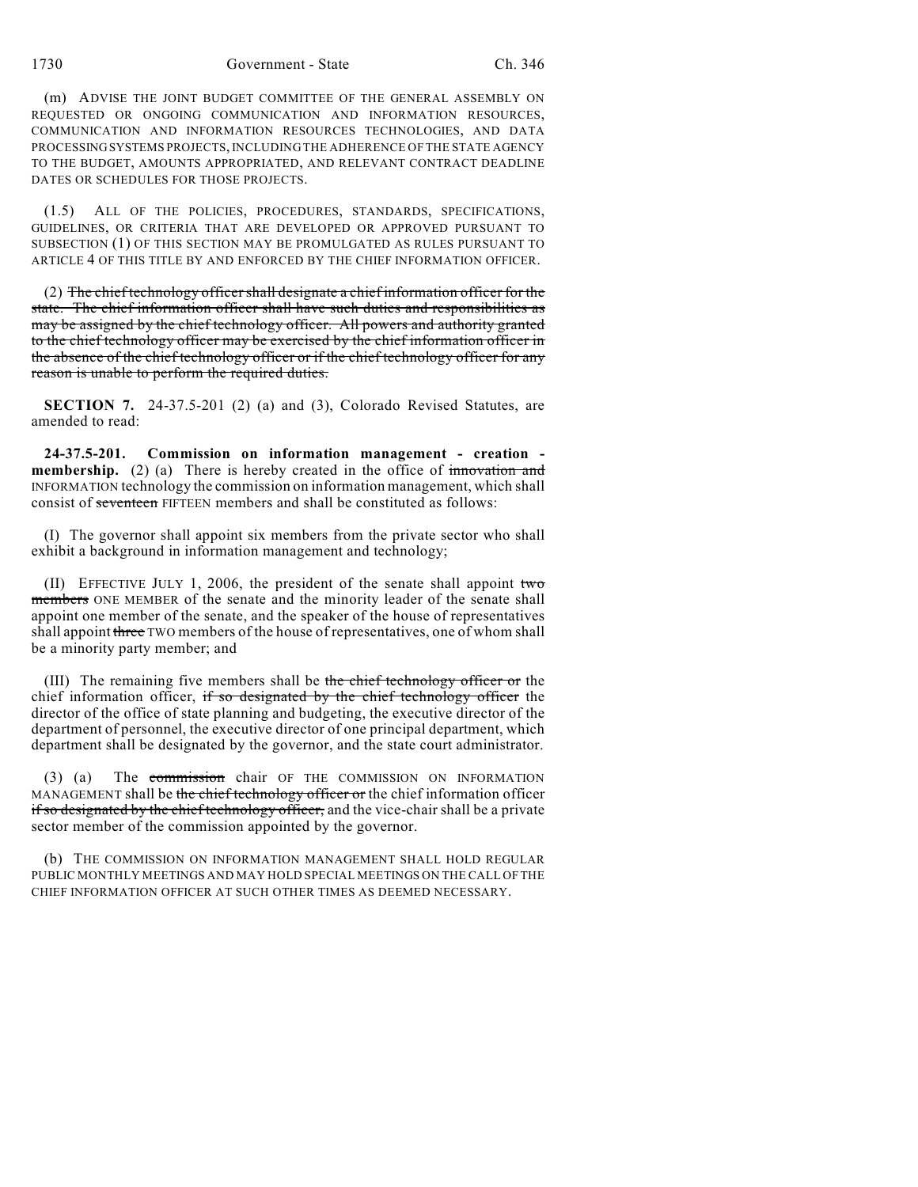(m) ADVISE THE JOINT BUDGET COMMITTEE OF THE GENERAL ASSEMBLY ON REQUESTED OR ONGOING COMMUNICATION AND INFORMATION RESOURCES, COMMUNICATION AND INFORMATION RESOURCES TECHNOLOGIES, AND DATA PROCESSING SYSTEMS PROJECTS, INCLUDING THE ADHERENCE OF THE STATE AGENCY TO THE BUDGET, AMOUNTS APPROPRIATED, AND RELEVANT CONTRACT DEADLINE DATES OR SCHEDULES FOR THOSE PROJECTS.

(1.5) ALL OF THE POLICIES, PROCEDURES, STANDARDS, SPECIFICATIONS, GUIDELINES, OR CRITERIA THAT ARE DEVELOPED OR APPROVED PURSUANT TO SUBSECTION (1) OF THIS SECTION MAY BE PROMULGATED AS RULES PURSUANT TO ARTICLE 4 OF THIS TITLE BY AND ENFORCED BY THE CHIEF INFORMATION OFFICER.

(2) ~~The chief technology officer shall designate a chief information officer for the state. The chief information officer shall have such duties and responsibilities as may be assigned by the chief technology officer. All powers and authority granted to the chief technology officer may be exercised by the chief information officer in the absence of the chief technology officer or if the chief technology officer for any reason is unable to perform the required duties.~~

**SECTION 7.** 24-37.5-201 (2) (a) and (3), Colorado Revised Statutes, are amended to read:

**24-37.5-201. Commission on information management - creation - membership.** (2) (a) There is hereby created in the office of ~~innovation and~~ INFORMATION technology the commission on information management, which shall consist of ~~seventeen~~ FIFTEEN members and shall be constituted as follows:

(I) The governor shall appoint six members from the private sector who shall exhibit a background in information management and technology;

(II) EFFECTIVE JULY 1, 2006, the president of the senate shall appoint ~~two members~~ ONE MEMBER of the senate and the minority leader of the senate shall appoint one member of the senate, and the speaker of the house of representatives shall appoint ~~three~~ TWO members of the house of representatives, one of whom shall be a minority party member; and

(III) The remaining five members shall be ~~the chief technology officer or~~ the chief information officer, ~~if so designated by the chief technology officer~~ the director of the office of state planning and budgeting, the executive director of the department of personnel, the executive director of one principal department, which department shall be designated by the governor, and the state court administrator.

(3) (a) The ~~commission~~ chair OF THE COMMISSION ON INFORMATION MANAGEMENT shall be ~~the chief technology officer or~~ the chief information officer ~~if so designated by the chief technology officer,~~ and the vice-chair shall be a private sector member of the commission appointed by the governor.

(b) THE COMMISSION ON INFORMATION MANAGEMENT SHALL HOLD REGULAR PUBLIC MONTHLY MEETINGS AND MAY HOLD SPECIAL MEETINGS ON THE CALL OF THE CHIEF INFORMATION OFFICER AT SUCH OTHER TIMES AS DEEMED NECESSARY.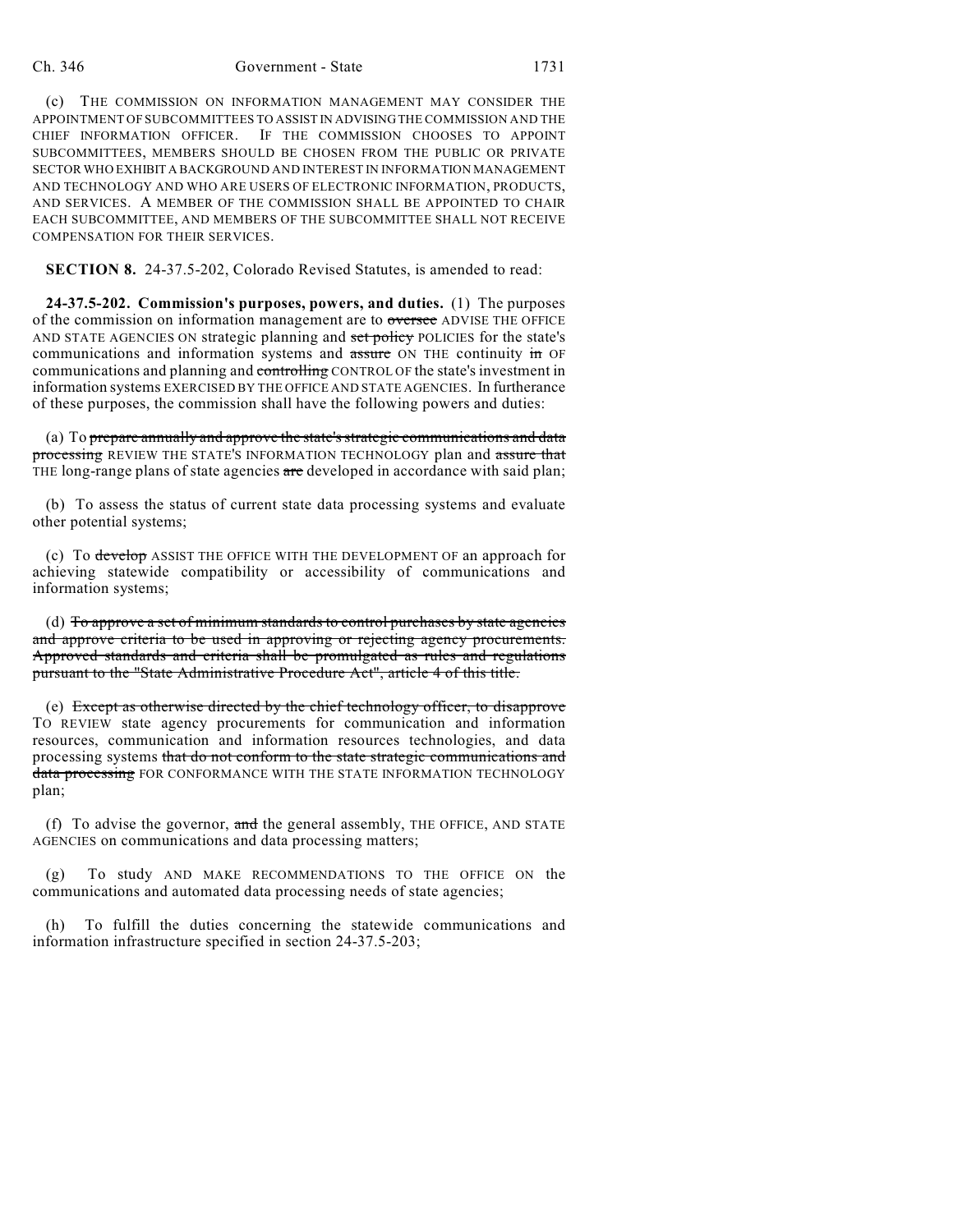(c) THE COMMISSION ON INFORMATION MANAGEMENT MAY CONSIDER THE APPOINTMENT OF SUBCOMMITTEES TO ASSIST IN ADVISING THE COMMISSION AND THE CHIEF INFORMATION OFFICER. IF THE COMMISSION CHOOSES TO APPOINT SUBCOMMITTEES, MEMBERS SHOULD BE CHOSEN FROM THE PUBLIC OR PRIVATE SECTOR WHO EXHIBIT A BACKGROUND AND INTEREST IN INFORMATION MANAGEMENT AND TECHNOLOGY AND WHO ARE USERS OF ELECTRONIC INFORMATION, PRODUCTS, AND SERVICES. A MEMBER OF THE COMMISSION SHALL BE APPOINTED TO CHAIR EACH SUBCOMMITTEE, AND MEMBERS OF THE SUBCOMMITTEE SHALL NOT RECEIVE COMPENSATION FOR THEIR SERVICES.

**SECTION 8.** 24-37.5-202, Colorado Revised Statutes, is amended to read:

**24-37.5-202. Commission's purposes, powers, and duties.** (1) The purposes of the commission on information management are to ~~oversee~~ ADVISE THE OFFICE AND STATE AGENCIES ON strategic planning and ~~set policy~~ POLICIES for the state's communications and information systems and ~~assure~~ ON THE continuity ~~in~~ OF communications and planning and ~~controlling~~ CONTROL OF the state's investment in information systems EXERCISED BY THE OFFICE AND STATE AGENCIES. In furtherance of these purposes, the commission shall have the following powers and duties:

(a) To ~~prepare annually and approve the state's strategic communications and data processing~~ REVIEW THE STATE'S INFORMATION TECHNOLOGY plan and ~~assure that~~ THE long-range plans of state agencies ~~are~~ developed in accordance with said plan;

(b) To assess the status of current state data processing systems and evaluate other potential systems;

(c) To ~~develop~~ ASSIST THE OFFICE WITH THE DEVELOPMENT OF an approach for achieving statewide compatibility or accessibility of communications and information systems;

(d) ~~To approve a set of minimum standards to control purchases by state agencies and approve criteria to be used in approving or rejecting agency procurements. Approved standards and criteria shall be promulgated as rules and regulations pursuant to the "State Administrative Procedure Act", article 4 of this title.~~

(e) ~~Except as otherwise directed by the chief technology officer, to disapprove~~ TO REVIEW state agency procurements for communication and information resources, communication and information resources technologies, and data processing systems ~~that do not conform to the state strategic communications and data processing~~ FOR CONFORMANCE WITH THE STATE INFORMATION TECHNOLOGY plan;

(f) To advise the governor, ~~and~~ the general assembly, THE OFFICE, AND STATE AGENCIES on communications and data processing matters;

(g) To study AND MAKE RECOMMENDATIONS TO THE OFFICE ON the communications and automated data processing needs of state agencies;

(h) To fulfill the duties concerning the statewide communications and information infrastructure specified in section 24-37.5-203;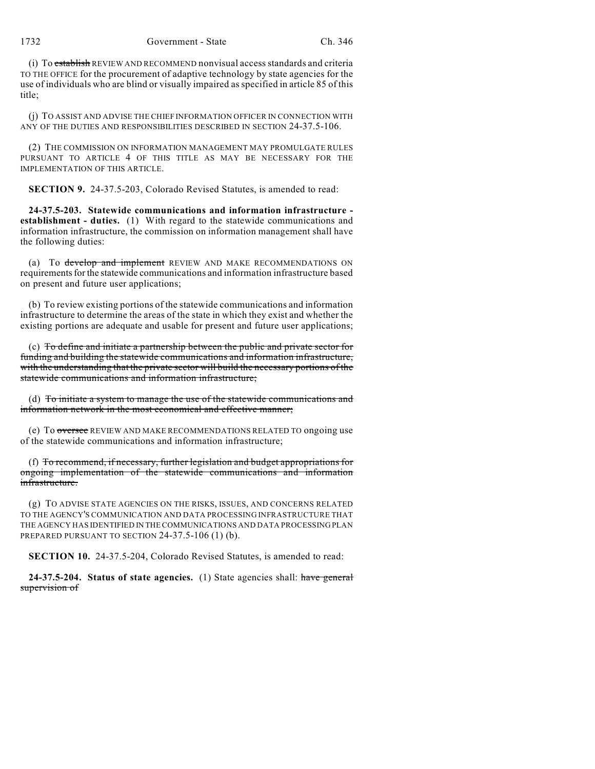(i) To ~~establish~~ REVIEW AND RECOMMEND nonvisual access standards and criteria TO THE OFFICE for the procurement of adaptive technology by state agencies for the use of individuals who are blind or visually impaired as specified in article 85 of this title;

(j) TO ASSIST AND ADVISE THE CHIEF INFORMATION OFFICER IN CONNECTION WITH ANY OF THE DUTIES AND RESPONSIBILITIES DESCRIBED IN SECTION 24-37.5-106.

(2) THE COMMISSION ON INFORMATION MANAGEMENT MAY PROMULGATE RULES PURSUANT TO ARTICLE 4 OF THIS TITLE AS MAY BE NECESSARY FOR THE IMPLEMENTATION OF THIS ARTICLE.

**SECTION 9.** 24-37.5-203, Colorado Revised Statutes, is amended to read:

**24-37.5-203. Statewide communications and information infrastructure - establishment - duties.** (1) With regard to the statewide communications and information infrastructure, the commission on information management shall have the following duties:

(a) To ~~develop and implement~~ REVIEW AND MAKE RECOMMENDATIONS ON requirements for the statewide communications and information infrastructure based on present and future user applications;

(b) To review existing portions of the statewide communications and information infrastructure to determine the areas of the state in which they exist and whether the existing portions are adequate and usable for present and future user applications;

(c) ~~To define and initiate a partnership between the public and private sector for funding and building the statewide communications and information infrastructure, with the understanding that the private sector will build the necessary portions of the statewide communications and information infrastructure;~~

(d) ~~To initiate a system to manage the use of the statewide communications and information network in the most economical and effective manner;~~

(e) To ~~oversee~~ REVIEW AND MAKE RECOMMENDATIONS RELATED TO ongoing use of the statewide communications and information infrastructure;

(f) ~~To recommend, if necessary, further legislation and budget appropriations for ongoing implementation of the statewide communications and information infrastructure.~~

(g) TO ADVISE STATE AGENCIES ON THE RISKS, ISSUES, AND CONCERNS RELATED TO THE AGENCY'S COMMUNICATION AND DATA PROCESSING INFRASTRUCTURE THAT THE AGENCY HAS IDENTIFIED IN THE COMMUNICATIONS AND DATA PROCESSING PLAN PREPARED PURSUANT TO SECTION 24-37.5-106 (1) (b).

**SECTION 10.** 24-37.5-204, Colorado Revised Statutes, is amended to read:

**24-37.5-204. Status of state agencies.** (1) State agencies shall: ~~have general supervision of~~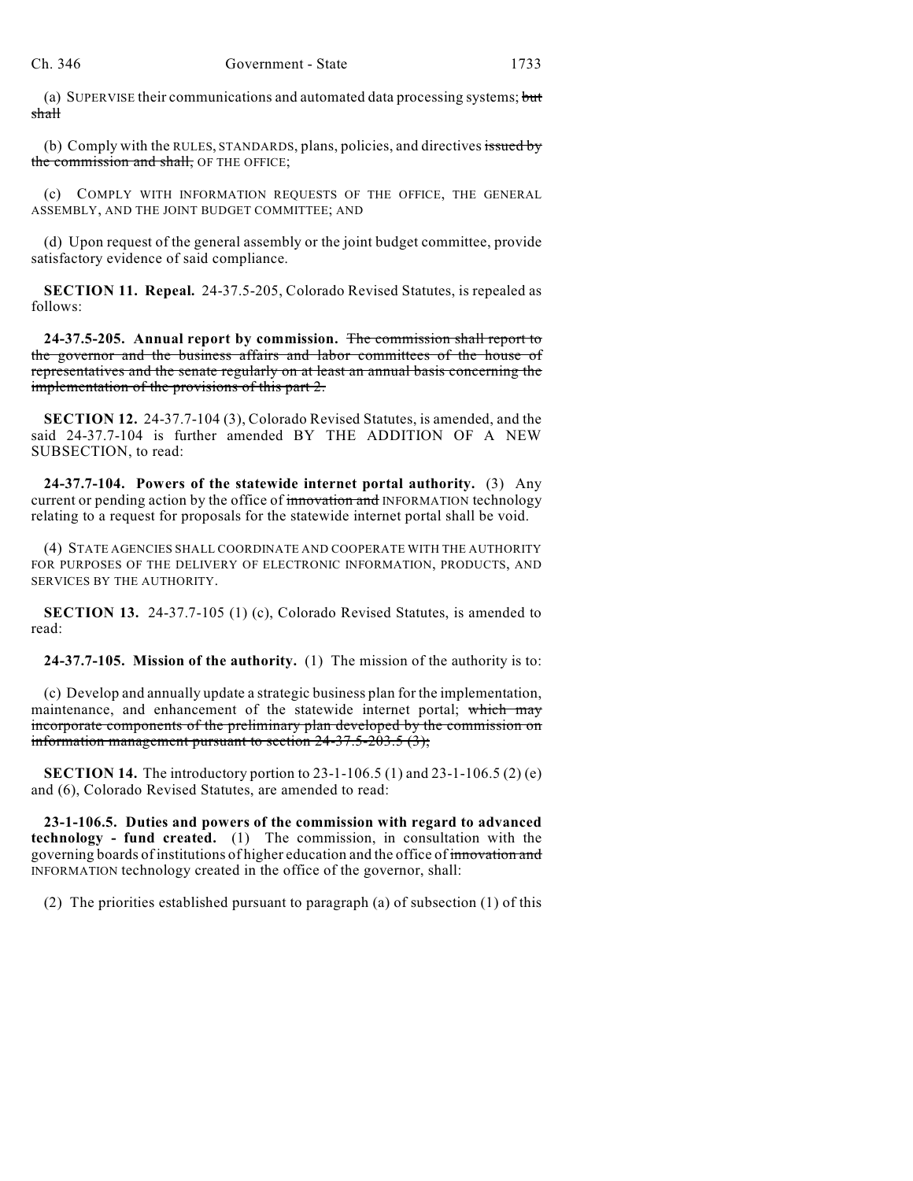(a) SUPERVISE their communications and automated data processing systems; ~~but shall~~

(b) Comply with the RULES, STANDARDS, plans, policies, and directives ~~issued by the commission and shall,~~ OF THE OFFICE;

(c) COMPLY WITH INFORMATION REQUESTS OF THE OFFICE, THE GENERAL ASSEMBLY, AND THE JOINT BUDGET COMMITTEE; AND

(d) Upon request of the general assembly or the joint budget committee, provide satisfactory evidence of said compliance.

**SECTION 11. Repeal.** 24-37.5-205, Colorado Revised Statutes, is repealed as follows:

**24-37.5-205. Annual report by commission.** ~~The commission shall report to the governor and the business affairs and labor committees of the house of representatives and the senate regularly on at least an annual basis concerning the implementation of the provisions of this part 2.~~

**SECTION 12.** 24-37.7-104 (3), Colorado Revised Statutes, is amended, and the said 24-37.7-104 is further amended BY THE ADDITION OF A NEW SUBSECTION, to read:

**24-37.7-104. Powers of the statewide internet portal authority.** (3) Any current or pending action by the office of ~~innovation and~~ INFORMATION technology relating to a request for proposals for the statewide internet portal shall be void.

(4) STATE AGENCIES SHALL COORDINATE AND COOPERATE WITH THE AUTHORITY FOR PURPOSES OF THE DELIVERY OF ELECTRONIC INFORMATION, PRODUCTS, AND SERVICES BY THE AUTHORITY.

**SECTION 13.** 24-37.7-105 (1) (c), Colorado Revised Statutes, is amended to read:

**24-37.7-105. Mission of the authority.** (1) The mission of the authority is to:

(c) Develop and annually update a strategic business plan for the implementation, maintenance, and enhancement of the statewide internet portal; ~~which may incorporate components of the preliminary plan developed by the commission on information management pursuant to section 24-37.5-203.5 (3);~~

**SECTION 14.** The introductory portion to 23-1-106.5 (1) and 23-1-106.5 (2) (e) and (6), Colorado Revised Statutes, are amended to read:

**23-1-106.5. Duties and powers of the commission with regard to advanced technology - fund created.** (1) The commission, in consultation with the governing boards of institutions of higher education and the office of ~~innovation and~~ INFORMATION technology created in the office of the governor, shall:

(2) The priorities established pursuant to paragraph (a) of subsection (1) of this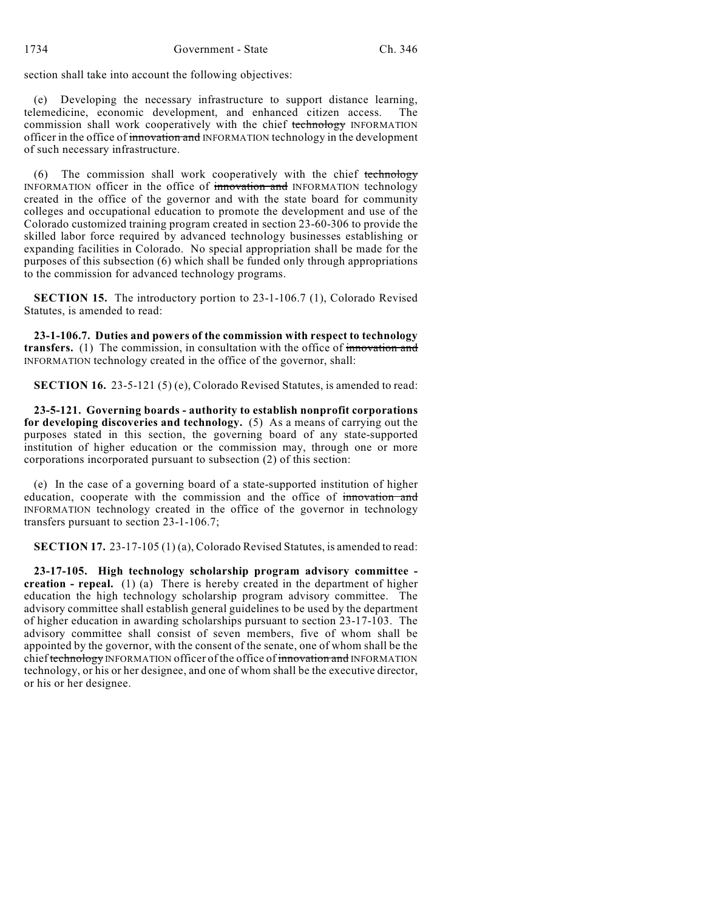section shall take into account the following objectives:

(e) Developing the necessary infrastructure to support distance learning, telemedicine, economic development, and enhanced citizen access. The commission shall work cooperatively with the chief ~~technology~~ INFORMATION officer in the office of ~~innovation and~~ INFORMATION technology in the development of such necessary infrastructure.

(6) The commission shall work cooperatively with the chief ~~technology~~ INFORMATION officer in the office of ~~innovation and~~ INFORMATION technology created in the office of the governor and with the state board for community colleges and occupational education to promote the development and use of the Colorado customized training program created in section 23-60-306 to provide the skilled labor force required by advanced technology businesses establishing or expanding facilities in Colorado. No special appropriation shall be made for the purposes of this subsection (6) which shall be funded only through appropriations to the commission for advanced technology programs.

**SECTION 15.** The introductory portion to 23-1-106.7 (1), Colorado Revised Statutes, is amended to read:

**23-1-106.7. Duties and powers of the commission with respect to technology transfers.** (1) The commission, in consultation with the office of ~~innovation and~~ INFORMATION technology created in the office of the governor, shall:

**SECTION 16.** 23-5-121 (5) (e), Colorado Revised Statutes, is amended to read:

**23-5-121. Governing boards - authority to establish nonprofit corporations for developing discoveries and technology.** (5) As a means of carrying out the purposes stated in this section, the governing board of any state-supported institution of higher education or the commission may, through one or more corporations incorporated pursuant to subsection (2) of this section:

(e) In the case of a governing board of a state-supported institution of higher education, cooperate with the commission and the office of ~~innovation and~~ INFORMATION technology created in the office of the governor in technology transfers pursuant to section 23-1-106.7;

**SECTION 17.** 23-17-105 (1) (a), Colorado Revised Statutes, is amended to read:

**23-17-105. High technology scholarship program advisory committee - creation - repeal.** (1) (a) There is hereby created in the department of higher education the high technology scholarship program advisory committee. The advisory committee shall establish general guidelines to be used by the department of higher education in awarding scholarships pursuant to section 23-17-103. The advisory committee shall consist of seven members, five of whom shall be appointed by the governor, with the consent of the senate, one of whom shall be the chief ~~technology~~ INFORMATION officer of the office of ~~innovation and~~ INFORMATION technology, or his or her designee, and one of whom shall be the executive director, or his or her designee.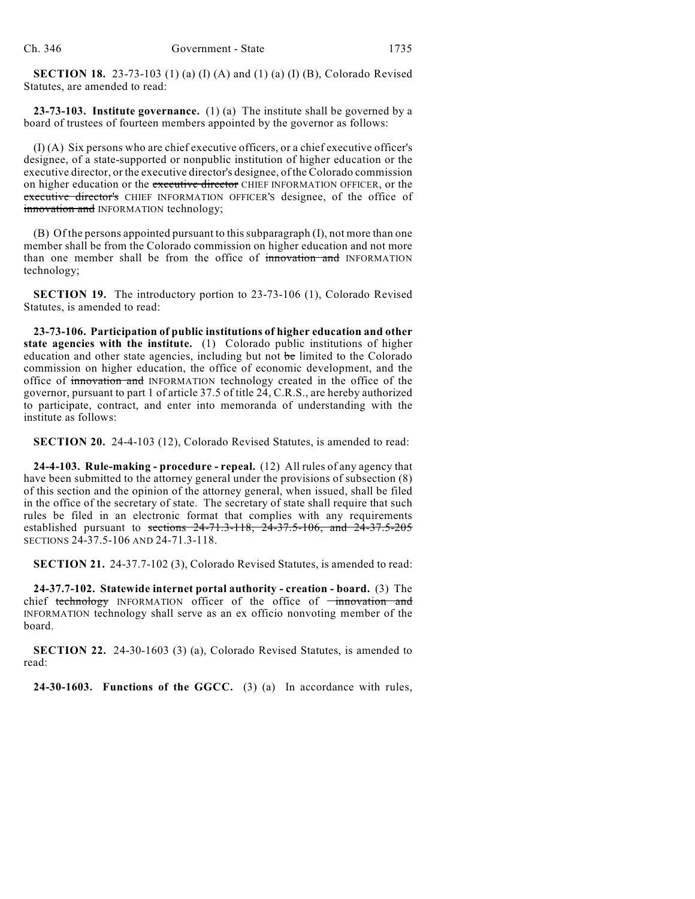**SECTION 18.** 23-73-103 (1) (a) (I) (A) and (1) (a) (I) (B), Colorado Revised Statutes, are amended to read:

**23-73-103. Institute governance.** (1) (a) The institute shall be governed by a board of trustees of fourteen members appointed by the governor as follows:

(I) (A) Six persons who are chief executive officers, or a chief executive officer's designee, of a state-supported or nonpublic institution of higher education or the executive director, or the executive director's designee, of the Colorado commission on higher education or the ~~executive director~~ CHIEF INFORMATION OFFICER, or the ~~executive director's~~ CHIEF INFORMATION OFFICER'S designee, of the office of ~~innovation and~~ INFORMATION technology;

(B) Of the persons appointed pursuant to this subparagraph (I), not more than one member shall be from the Colorado commission on higher education and not more than one member shall be from the office of ~~innovation and~~ INFORMATION technology;

**SECTION 19.** The introductory portion to 23-73-106 (1), Colorado Revised Statutes, is amended to read:

**23-73-106. Participation of public institutions of higher education and other state agencies with the institute.** (1) Colorado public institutions of higher education and other state agencies, including but not ~~be~~ limited to the Colorado commission on higher education, the office of economic development, and the office of ~~innovation and~~ INFORMATION technology created in the office of the governor, pursuant to part 1 of article 37.5 of title 24, C.R.S., are hereby authorized to participate, contract, and enter into memoranda of understanding with the institute as follows:

**SECTION 20.** 24-4-103 (12), Colorado Revised Statutes, is amended to read:

**24-4-103. Rule-making - procedure - repeal.** (12) All rules of any agency that have been submitted to the attorney general under the provisions of subsection (8) of this section and the opinion of the attorney general, when issued, shall be filed in the office of the secretary of state. The secretary of state shall require that such rules be filed in an electronic format that complies with any requirements established pursuant to ~~sections 24-71.3-118, 24-37.5-106, and 24-37.5-205~~ SECTIONS 24-37.5-106 AND 24-71.3-118.

**SECTION 21.** 24-37.7-102 (3), Colorado Revised Statutes, is amended to read:

**24-37.7-102. Statewide internet portal authority - creation - board.** (3) The chief ~~technology~~ INFORMATION officer of the office of ~~innovation and~~ INFORMATION technology shall serve as an ex officio nonvoting member of the board.

**SECTION 22.** 24-30-1603 (3) (a), Colorado Revised Statutes, is amended to read:

**24-30-1603. Functions of the GGCC.** (3) (a) In accordance with rules,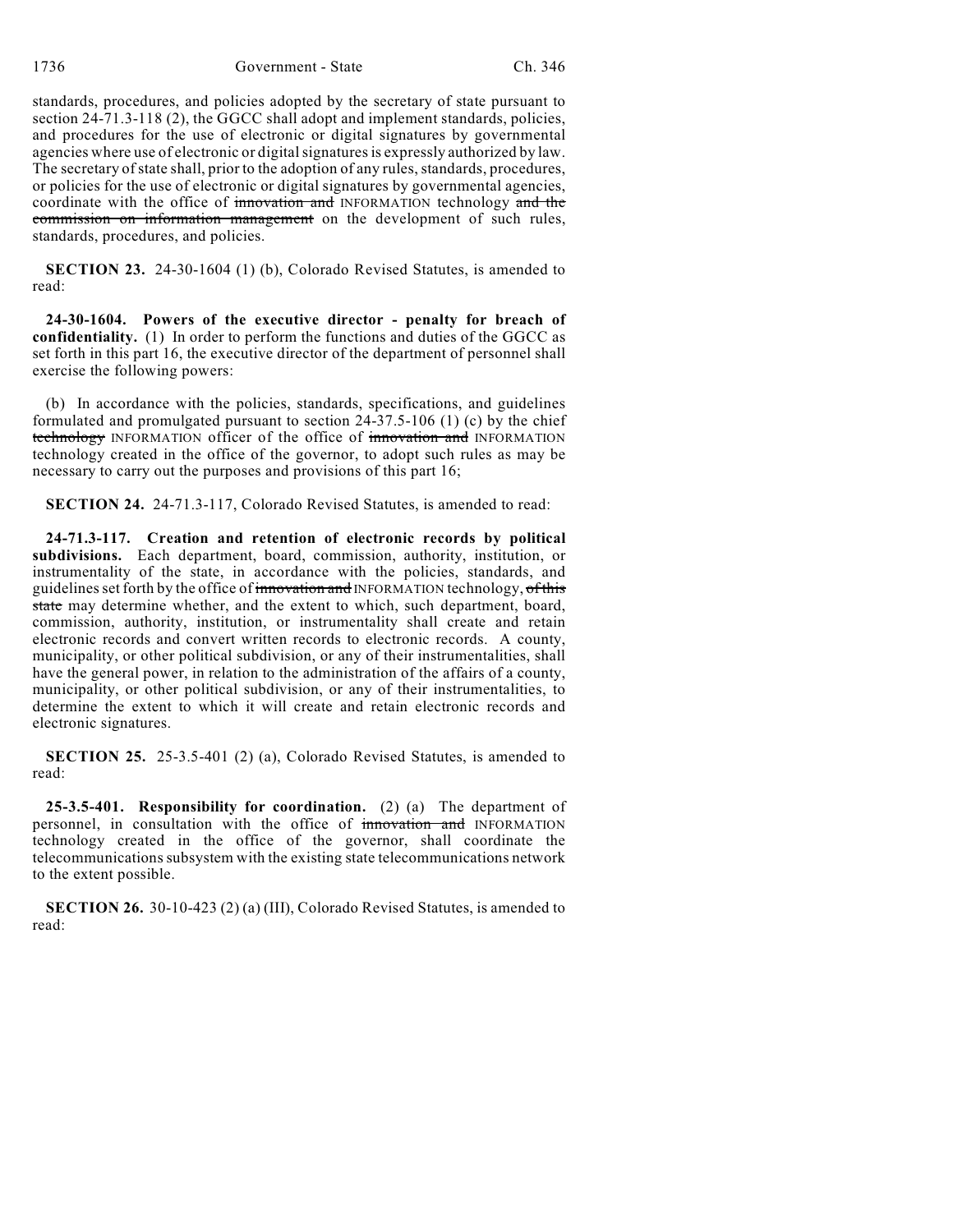standards, procedures, and policies adopted by the secretary of state pursuant to section 24-71.3-118 (2), the GGCC shall adopt and implement standards, policies, and procedures for the use of electronic or digital signatures by governmental agencies where use of electronic or digital signatures is expressly authorized by law. The secretary of state shall, prior to the adoption of any rules, standards, procedures, or policies for the use of electronic or digital signatures by governmental agencies, coordinate with the office of ~~innovation and~~ INFORMATION technology ~~and the commission on information management~~ on the development of such rules, standards, procedures, and policies.

**SECTION 23.** 24-30-1604 (1) (b), Colorado Revised Statutes, is amended to read:

**24-30-1604. Powers of the executive director - penalty for breach of confidentiality.** (1) In order to perform the functions and duties of the GGCC as set forth in this part 16, the executive director of the department of personnel shall exercise the following powers:

(b) In accordance with the policies, standards, specifications, and guidelines formulated and promulgated pursuant to section 24-37.5-106 (1) (c) by the chief ~~technology~~ INFORMATION officer of the office of ~~innovation and~~ INFORMATION technology created in the office of the governor, to adopt such rules as may be necessary to carry out the purposes and provisions of this part 16;

**SECTION 24.** 24-71.3-117, Colorado Revised Statutes, is amended to read:

**24-71.3-117. Creation and retention of electronic records by political subdivisions.** Each department, board, commission, authority, institution, or instrumentality of the state, in accordance with the policies, standards, and guidelines set forth by the office of ~~innovation and~~ INFORMATION technology, ~~of this state~~ may determine whether, and the extent to which, such department, board, commission, authority, institution, or instrumentality shall create and retain electronic records and convert written records to electronic records. A county, municipality, or other political subdivision, or any of their instrumentalities, shall have the general power, in relation to the administration of the affairs of a county, municipality, or other political subdivision, or any of their instrumentalities, to determine the extent to which it will create and retain electronic records and electronic signatures.

**SECTION 25.** 25-3.5-401 (2) (a), Colorado Revised Statutes, is amended to read:

**25-3.5-401. Responsibility for coordination.** (2) (a) The department of personnel, in consultation with the office of ~~innovation and~~ INFORMATION technology created in the office of the governor, shall coordinate the telecommunications subsystem with the existing state telecommunications network to the extent possible.

**SECTION 26.** 30-10-423 (2) (a) (III), Colorado Revised Statutes, is amended to read: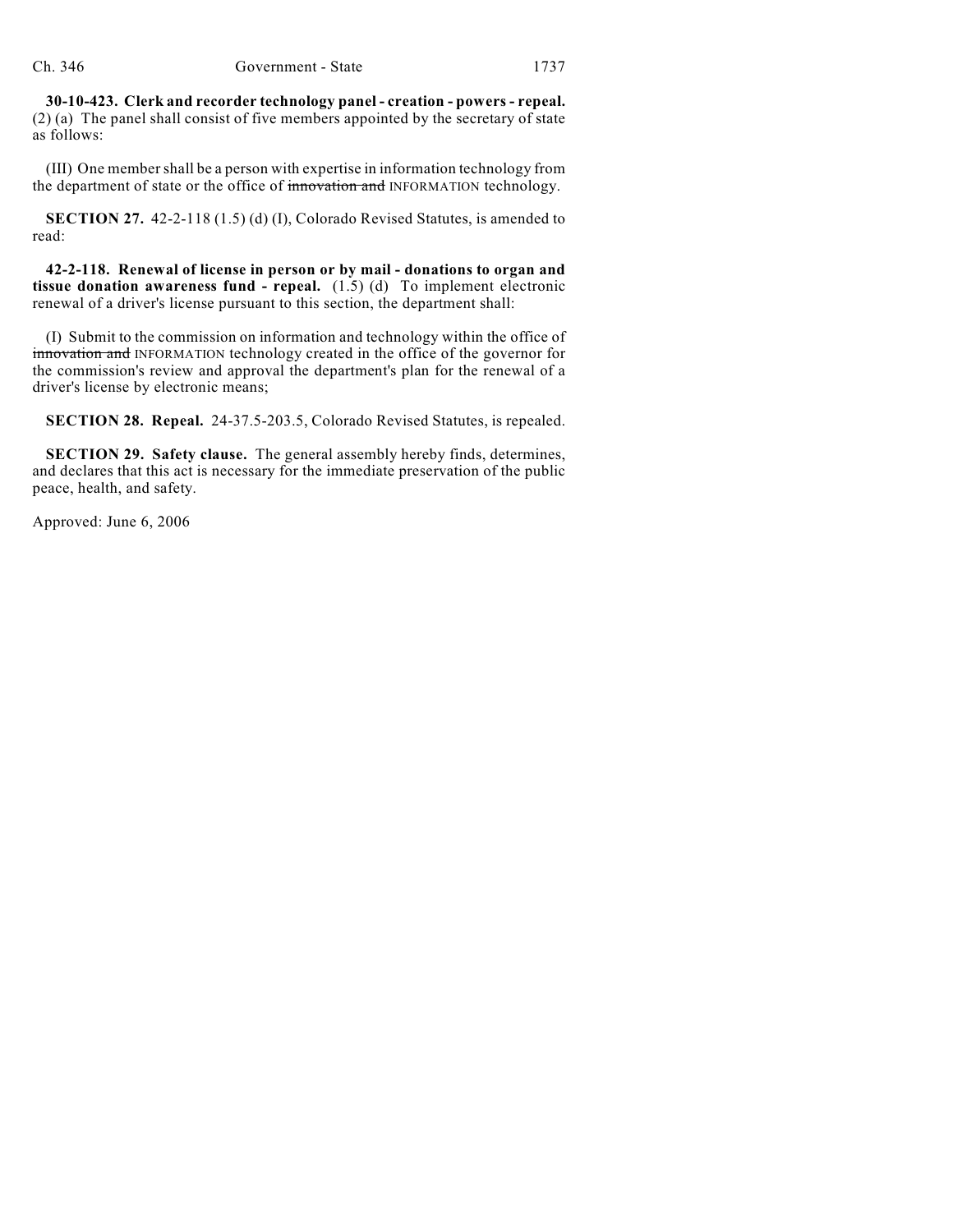**30-10-423. Clerk and recorder technology panel - creation - powers - repeal.** (2) (a) The panel shall consist of five members appointed by the secretary of state as follows:

(III) One member shall be a person with expertise in information technology from the department of state or the office of ~~innovation and~~ INFORMATION technology.

**SECTION 27.** 42-2-118 (1.5) (d) (I), Colorado Revised Statutes, is amended to read:

**42-2-118. Renewal of license in person or by mail - donations to organ and tissue donation awareness fund - repeal.** (1.5) (d) To implement electronic renewal of a driver's license pursuant to this section, the department shall:

(I) Submit to the commission on information and technology within the office of ~~innovation and~~ INFORMATION technology created in the office of the governor for the commission's review and approval the department's plan for the renewal of a driver's license by electronic means;

**SECTION 28. Repeal.** 24-37.5-203.5, Colorado Revised Statutes, is repealed.

**SECTION 29. Safety clause.** The general assembly hereby finds, determines, and declares that this act is necessary for the immediate preservation of the public peace, health, and safety.

Approved: June 6, 2006